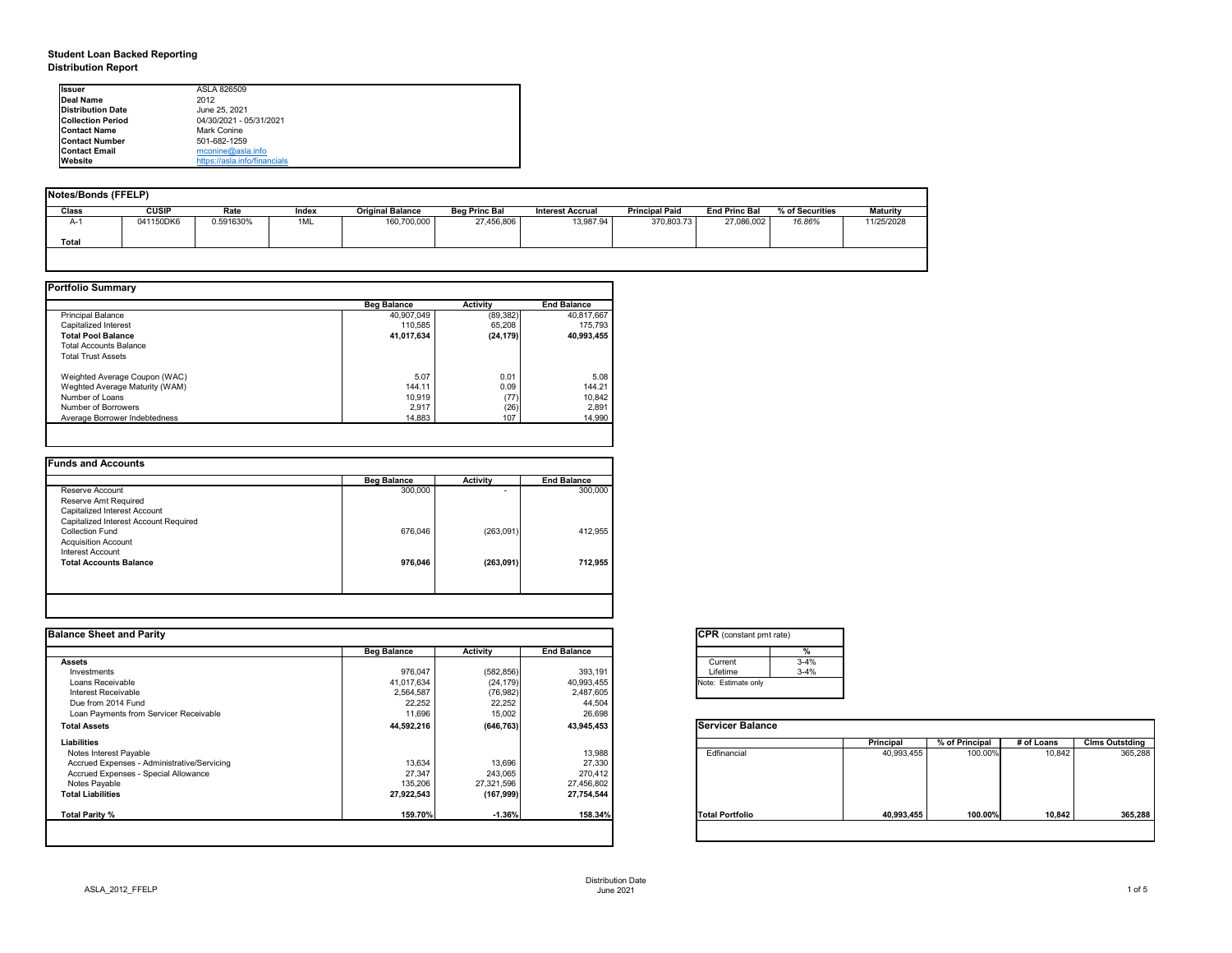**Student Loan Backed Reporting**
**Distribution Report**

| | |
|---|---|
| **Issuer** | ASLA 826509 |
| **Deal Name** | 2012 |
| **Distribution Date** | June 25, 2021 |
| **Collection Period** | 04/30/2021 - 05/31/2021 |
| **Contact Name** | Mark Conine |
| **Contact Number** | 501-682-1259 |
| **Contact Email** | mconine@asla.info |
| **Website** | https://asla.info/financials |

## Notes/Bonds (FFELP)

| Class | CUSIP | Rate | Index | Original Balance | Beg Princ Bal | Interest Accrual | Principal Paid | End Princ Bal | % of Securities | Maturity |
|---|---|---|---|---|---|---|---|---|---|---|
| A-1 | 041150DK6 | 0.591630% | 1ML | 160,700,000 | 27,456,806 | 13,987.94 | 370,803.73 | 27,086,002 | *16.86%* | 11/25/2028 |
| **Total** | | | | | | | | | | |

## Portfolio Summary

| | Beg Balance | Activity | End Balance |
|---|---|---|---|
| Principal Balance | 40,907,049 | (89,382) | 40,817,667 |
| Capitalized Interest | 110,585 | 65,208 | 175,793 |
| **Total Pool Balance** | **41,017,634** | **(24,179)** | **40,993,455** |
| Total Accounts Balance | | | |
| Total Trust Assets | | | |
| | | | |
| Weighted Average Coupon (WAC) | 5.07 | 0.01 | 5.08 |
| Weghted Average Maturity (WAM) | 144.11 | 0.09 | 144.21 |
| Number of Loans | 10,919 | (77) | 10,842 |
| Number of Borrowers | 2,917 | (26) | 2,891 |
| Average Borrower Indebtedness | 14,883 | 107 | 14,990 |

## Funds and Accounts

| | Beg Balance | Activity | End Balance |
|---|---|---|---|
| Reserve Account | 300,000 | - | 300,000 |
| Reserve Amt Required | | | |
| Capitalized Interest Account | | | |
| Capitalized Interest Account Required | | | |
| Collection Fund | 676,046 | (263,091) | 412,955 |
| Acquisition Account | | | |
| Interest Account | | | |
| **Total Accounts Balance** | **976,046** | **(263,091)** | **712,955** |

## Balance Sheet and Parity

| | Beg Balance | Activity | End Balance |
|---|---|---|---|
| **Assets** | | | |
| Investments | 976,047 | (582,856) | 393,191 |
| Loans Receivable | 41,017,634 | (24,179) | 40,993,455 |
| Interest Receivable | 2,564,587 | (76,982) | 2,487,605 |
| Due from 2014 Fund | 22,252 | 22,252 | 44,504 |
| Loan Payments from Servicer Receivable | 11,696 | 15,002 | 26,698 |
| **Total Assets** | **44,592,216** | **(646,763)** | **43,945,453** |
| **Liabilities** | | | |
| Notes Interest Payable | | | 13,988 |
| Accrued Expenses - Administrative/Servicing | 13,634 | 13,696 | 27,330 |
| Accrued Expenses - Special Allowance | 27,347 | 243,065 | 270,412 |
| Notes Payable | 135,206 | 27,321,596 | 27,456,802 |
| **Total Liabilities** | **27,922,543** | **(167,999)** | **27,754,544** |
| | | | |
| **Total Parity %** | **159.70%** | **-1.36%** | **158.34%** |

## CPR (constant pmt rate)

| | % |
|---|---|
| Current | 3-4% |
| Lifetime | 3-4% |

Note: Estimate only

## Servicer Balance

| | Principal | % of Principal | # of Loans | Clms Outstding |
|---|---|---|---|---|
| Edfinancial | 40,993,455 | 100.00% | 10,842 | 365,288 |
| **Total Portfolio** | **40,993,455** | **100.00%** | **10,842** | **365,288** |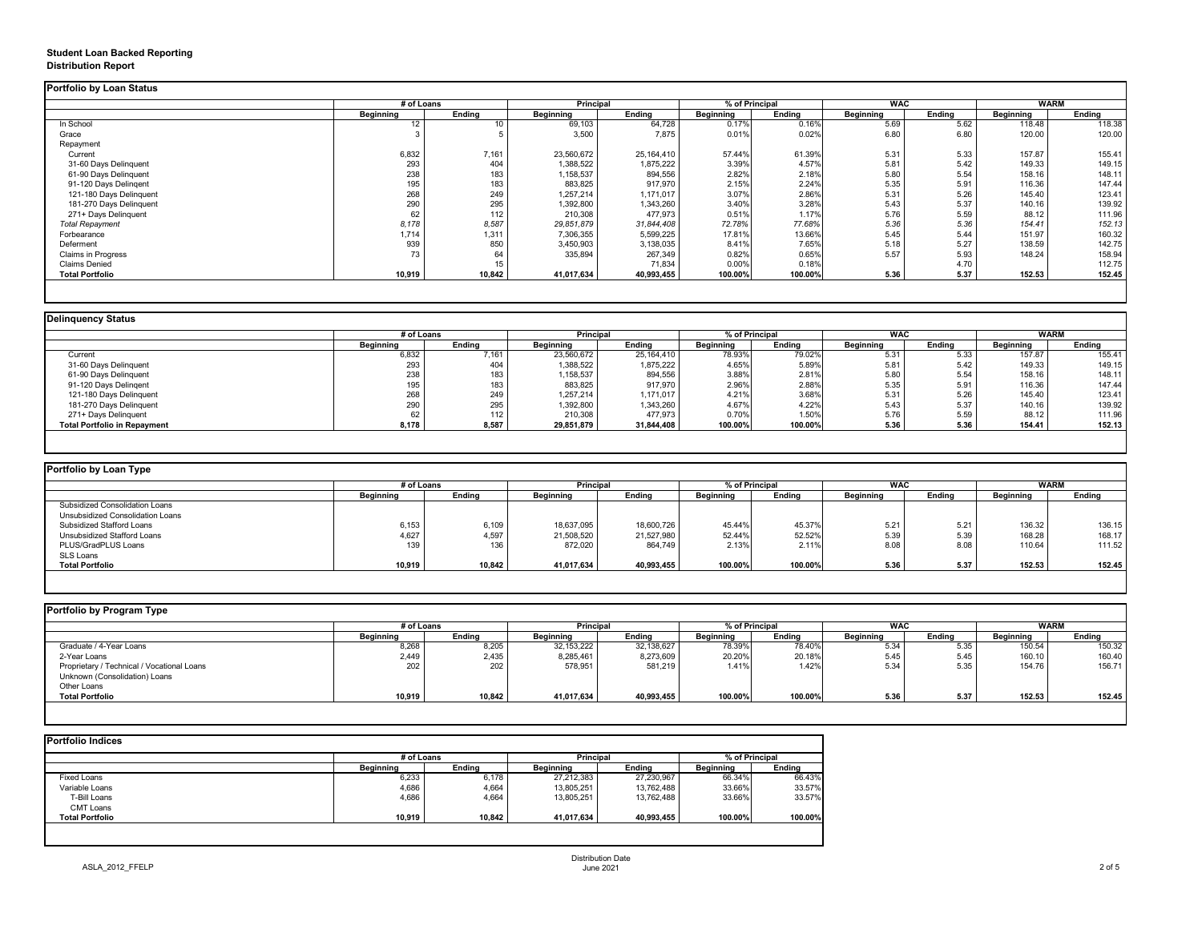**Student Loan Backed Reporting**
**Distribution Report**

## Portfolio by Loan Status

| | # of Loans | | Principal | | % of Principal | | WAC | | WARM | |
|---|---|---|---|---|---|---|---|---|---|---|
| | Beginning | Ending | Beginning | Ending | Beginning | Ending | Beginning | Ending | Beginning | Ending |
| In School | 12 | 10 | 69,103 | 64,728 | 0.17% | 0.16% | 5.69 | 5.62 | 118.48 | 118.38 |
| Grace | 3 | 5 | 3,500 | 7,875 | 0.01% | 0.02% | 6.80 | 6.80 | 120.00 | 120.00 |
| Repayment | | | | | | | | | | |
| Current | 6,832 | 7,161 | 23,560,672 | 25,164,410 | 57.44% | 61.39% | 5.31 | 5.33 | 157.87 | 155.41 |
| 31-60 Days Delinquent | 293 | 404 | 1,388,522 | 1,875,222 | 3.39% | 4.57% | 5.81 | 5.42 | 149.33 | 149.15 |
| 61-90 Days Delinquent | 238 | 183 | 1,158,537 | 894,556 | 2.82% | 2.18% | 5.80 | 5.54 | 158.16 | 148.11 |
| 91-120 Days Delingent | 195 | 183 | 883,825 | 917,970 | 2.15% | 2.24% | 5.35 | 5.91 | 116.36 | 147.44 |
| 121-180 Days Delinquent | 268 | 249 | 1,257,214 | 1,171,017 | 3.07% | 2.86% | 5.31 | 5.26 | 145.40 | 123.41 |
| 181-270 Days Delinquent | 290 | 295 | 1,392,800 | 1,343,260 | 3.40% | 3.28% | 5.43 | 5.37 | 140.16 | 139.92 |
| 271+ Days Delinquent | 62 | 112 | 210,308 | 477,973 | 0.51% | 1.17% | 5.76 | 5.59 | 88.12 | 111.96 |
| *Total Repayment* | *8,178* | *8,587* | *29,851,879* | *31,844,408* | *72.78%* | *77.68%* | *5.36* | *5.36* | *154.41* | *152.13* |
| Forbearance | 1,714 | 1,311 | 7,306,355 | 5,599,225 | 17.81% | 13.66% | 5.45 | 5.44 | 151.97 | 160.32 |
| Deferment | 939 | 850 | 3,450,903 | 3,138,035 | 8.41% | 7.65% | 5.18 | 5.27 | 138.59 | 142.75 |
| Claims in Progress | 73 | 64 | 335,894 | 267,349 | 0.82% | 0.65% | 5.57 | 5.93 | 148.24 | 158.94 |
| Claims Denied | | 15 | | 71,834 | 0.00% | 0.18% | | 4.70 | | 112.75 |
| **Total Portfolio** | **10,919** | **10,842** | **41,017,634** | **40,993,455** | **100.00%** | **100.00%** | **5.36** | **5.37** | **152.53** | **152.45** |

## Delinquency Status

| | # of Loans | | Principal | | % of Principal | | WAC | | WARM | |
|---|---|---|---|---|---|---|---|---|---|---|
| | Beginning | Ending | Beginning | Ending | Beginning | Ending | Beginning | Ending | Beginning | Ending |
| Current | 6,832 | 7,161 | 23,560,672 | 25,164,410 | 78.93% | 79.02% | 5.31 | 5.33 | 157.87 | 155.41 |
| 31-60 Days Delinquent | 293 | 404 | 1,388,522 | 1,875,222 | 4.65% | 5.89% | 5.81 | 5.42 | 149.33 | 149.15 |
| 61-90 Days Delinquent | 238 | 183 | 1,158,537 | 894,556 | 3.88% | 2.81% | 5.80 | 5.54 | 158.16 | 148.11 |
| 91-120 Days Delingent | 195 | 183 | 883,825 | 917,970 | 2.96% | 2.88% | 5.35 | 5.91 | 116.36 | 147.44 |
| 121-180 Days Delinquent | 268 | 249 | 1,257,214 | 1,171,017 | 4.21% | 3.68% | 5.31 | 5.26 | 145.40 | 123.41 |
| 181-270 Days Delinquent | 290 | 295 | 1,392,800 | 1,343,260 | 4.67% | 4.22% | 5.43 | 5.37 | 140.16 | 139.92 |
| 271+ Days Delinquent | 62 | 112 | 210,308 | 477,973 | 0.70% | 1.50% | 5.76 | 5.59 | 88.12 | 111.96 |
| **Total Portfolio in Repayment** | **8,178** | **8,587** | **29,851,879** | **31,844,408** | **100.00%** | **100.00%** | **5.36** | **5.36** | **154.41** | **152.13** |

## Portfolio by Loan Type

| | # of Loans | | Principal | | % of Principal | | WAC | | WARM | |
|---|---|---|---|---|---|---|---|---|---|---|
| | Beginning | Ending | Beginning | Ending | Beginning | Ending | Beginning | Ending | Beginning | Ending |
| Subsidized Consolidation Loans | | | | | | | | | | |
| Unsubsidized Consolidation Loans | | | | | | | | | | |
| Subsidized Stafford Loans | 6,153 | 6,109 | 18,637,095 | 18,600,726 | 45.44% | 45.37% | 5.21 | 5.21 | 136.32 | 136.15 |
| Unsubsidized Stafford Loans | 4,627 | 4,597 | 21,508,520 | 21,527,980 | 52.44% | 52.52% | 5.39 | 5.39 | 168.28 | 168.17 |
| PLUS/GradPLUS Loans | 139 | 136 | 872,020 | 864,749 | 2.13% | 2.11% | 8.08 | 8.08 | 110.64 | 111.52 |
| SLS Loans | | | | | | | | | | |
| **Total Portfolio** | **10,919** | **10,842** | **41,017,634** | **40,993,455** | **100.00%** | **100.00%** | **5.36** | **5.37** | **152.53** | **152.45** |

## Portfolio by Program Type

| | # of Loans | | Principal | | % of Principal | | WAC | | WARM | |
|---|---|---|---|---|---|---|---|---|---|---|
| | Beginning | Ending | Beginning | Ending | Beginning | Ending | Beginning | Ending | Beginning | Ending |
| Graduate / 4-Year Loans | 8,268 | 8,205 | 32,153,222 | 32,138,627 | 78.39% | 78.40% | 5.34 | 5.35 | 150.54 | 150.32 |
| 2-Year Loans | 2,449 | 2,435 | 8,285,461 | 8,273,609 | 20.20% | 20.18% | 5.45 | 5.45 | 160.10 | 160.40 |
| Proprietary / Technical / Vocational Loans | 202 | 202 | 578,951 | 581,219 | 1.41% | 1.42% | 5.34 | 5.35 | 154.76 | 156.71 |
| Unknown (Consolidation) Loans | | | | | | | | | | |
| Other Loans | | | | | | | | | | |
| **Total Portfolio** | **10,919** | **10,842** | **41,017,634** | **40,993,455** | **100.00%** | **100.00%** | **5.36** | **5.37** | **152.53** | **152.45** |

## Portfolio Indices

| | # of Loans | | Principal | | % of Principal | |
|---|---|---|---|---|---|---|
| | Beginning | Ending | Beginning | Ending | Beginning | Ending |
| Fixed Loans | 6,233 | 6,178 | 27,212,383 | 27,230,967 | 66.34% | 66.43% |
| Variable Loans | 4,686 | 4,664 | 13,805,251 | 13,762,488 | 33.66% | 33.57% |
| T-Bill Loans | 4,686 | 4,664 | 13,805,251 | 13,762,488 | 33.66% | 33.57% |
| CMT Loans | | | | | | |
| **Total Portfolio** | **10,919** | **10,842** | **41,017,634** | **40,993,455** | **100.00%** | **100.00%** |

ASLA_2012_FFELP

Distribution Date
June 2021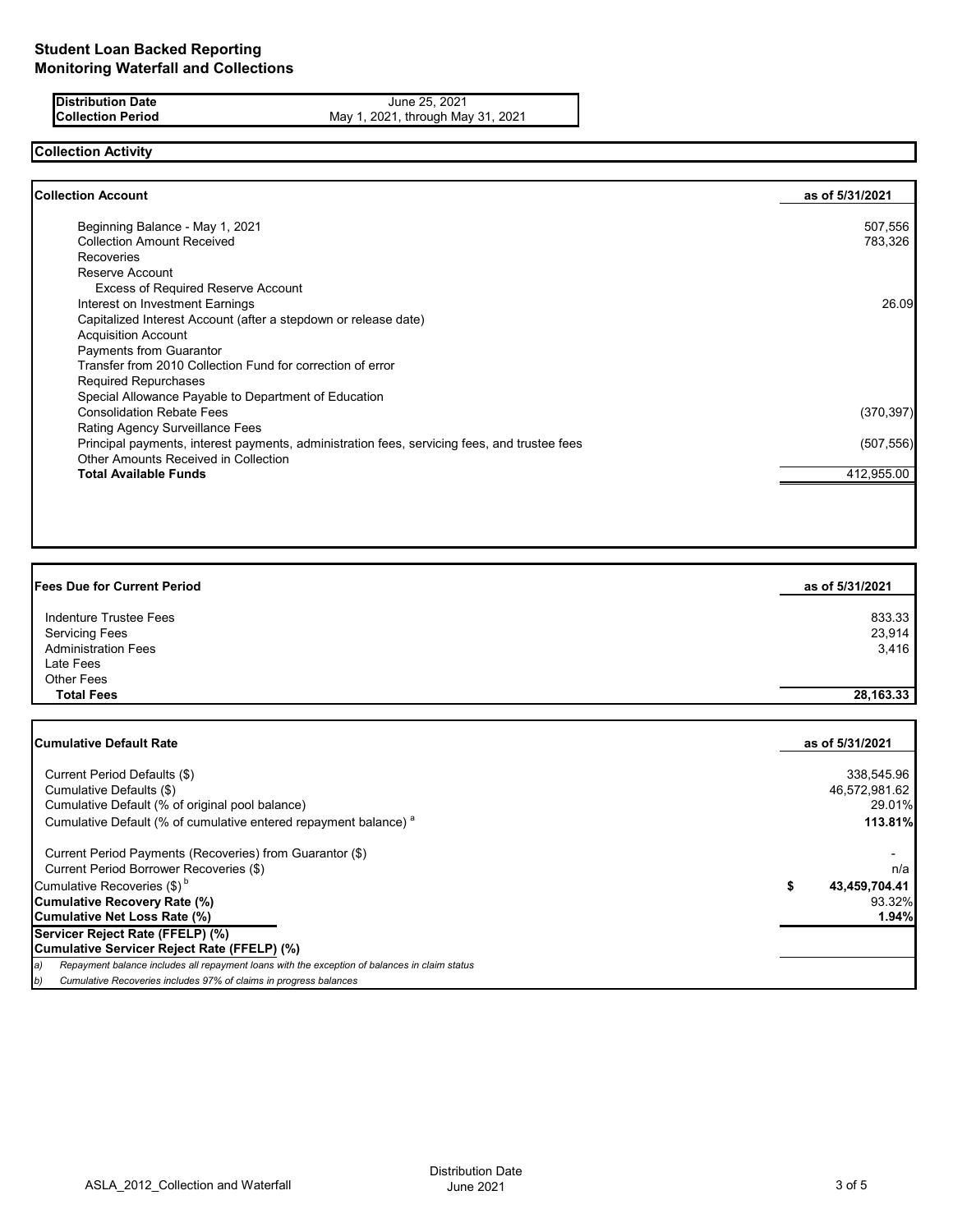# Student Loan Backed Reporting
## Monitoring Waterfall and Collections

| | |
|---|---|
| **Distribution Date** | June 25, 2021 |
| **Collection Period** | May 1, 2021, through May 31, 2021 |

## Collection Activity

| **Collection Account** | **as of 5/31/2021** |
|---|---:|
| Beginning Balance - May 1, 2021 | 507,556 |
| Collection Amount Received | 783,326 |
| Recoveries | |
| Reserve Account | |
| Excess of Required Reserve Account | |
| Interest on Investment Earnings | 26.09 |
| Capitalized Interest Account (after a stepdown or release date) | |
| Acquisition Account | |
| Payments from Guarantor | |
| Transfer from 2010 Collection Fund for correction of error | |
| Required Repurchases | |
| Special Allowance Payable to Department of Education | |
| Consolidation Rebate Fees | (370,397) |
| Rating Agency Surveillance Fees | |
| Principal payments, interest payments, administration fees, servicing fees, and trustee fees | (507,556) |
| Other Amounts Received in Collection | |
| **Total Available Funds** | 412,955.00 |

| **Fees Due for Current Period** | **as of 5/31/2021** |
|---|---:|
| Indenture Trustee Fees | 833.33 |
| Servicing Fees | 23,914 |
| Administration Fees | 3,416 |
| Late Fees | |
| Other Fees | |
| **Total Fees** | **28,163.33** |

| **Cumulative Default Rate** | **as of 5/31/2021** |
|---|---:|
| Current Period Defaults ($) | 338,545.96 |
| Cumulative Defaults ($) | 46,572,981.62 |
| Cumulative Default (% of original pool balance) | 29.01% |
| Cumulative Default (% of cumulative entered repayment balance) [a] | **113.81%** |
| Current Period Payments (Recoveries) from Guarantor ($) | - |
| Current Period Borrower Recoveries ($) | n/a |
| Cumulative Recoveries ($) [b] | **$ 43,459,704.41** |
| **Cumulative Recovery Rate (%)** | 93.32% |
| **Cumulative Net Loss Rate (%)** | **1.94%** |
| **Servicer Reject Rate (FFELP) (%)** | |
| **Cumulative Servicer Reject Rate (FFELP) (%)** | |

*a) Repayment balance includes all repayment loans with the exception of balances in claim status*

*b) Cumulative Recoveries includes 97% of claims in progress balances*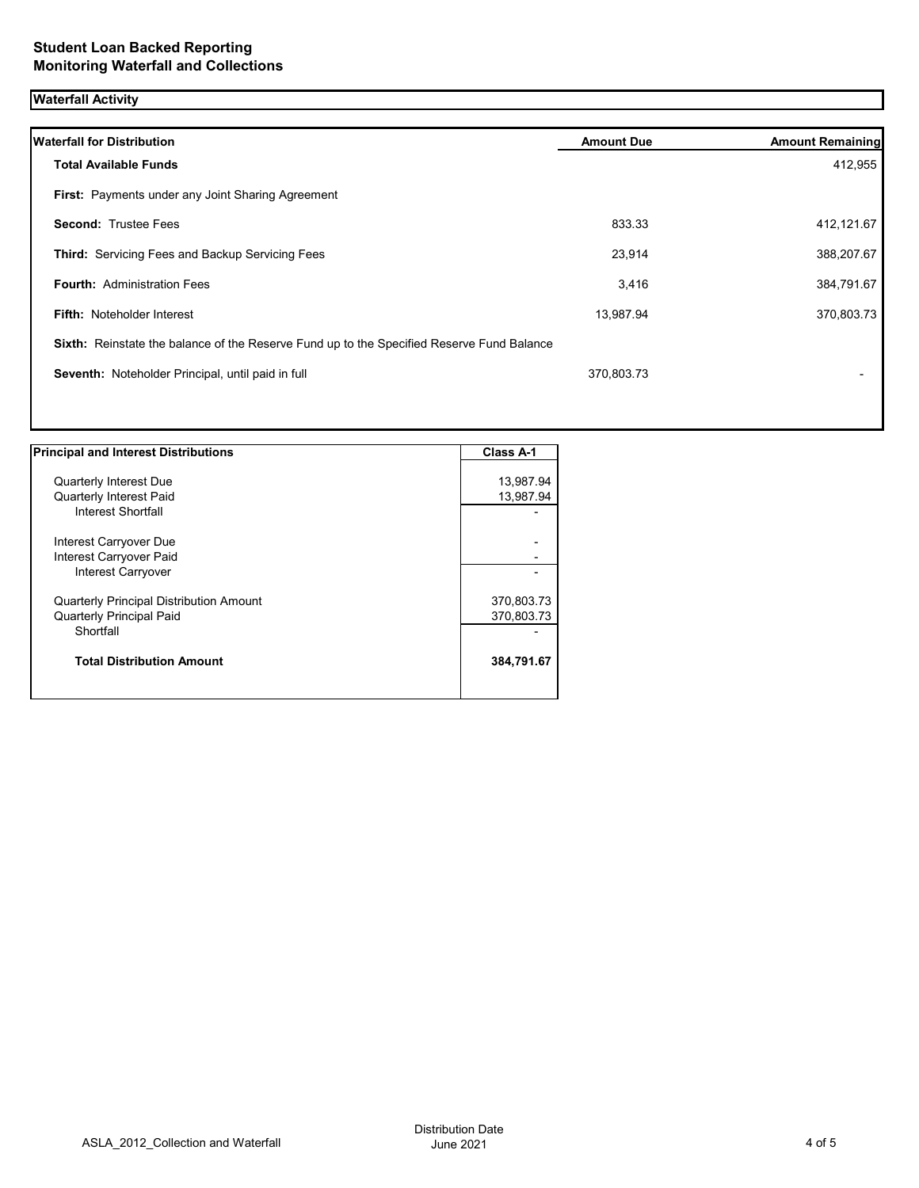# Student Loan Backed Reporting
## Monitoring Waterfall and Collections

### Waterfall Activity

| Waterfall for Distribution | Amount Due | Amount Remaining |
| --- | --- | --- |
| **Total Available Funds** | | 412,955 |
| **First:** Payments under any Joint Sharing Agreement | | |
| **Second:** Trustee Fees | 833.33 | 412,121.67 |
| **Third:** Servicing Fees and Backup Servicing Fees | 23,914 | 388,207.67 |
| **Fourth:** Administration Fees | 3,416 | 384,791.67 |
| **Fifth:** Noteholder Interest | 13,987.94 | 370,803.73 |
| **Sixth:** Reinstate the balance of the Reserve Fund up to the Specified Reserve Fund Balance | | |
| **Seventh:** Noteholder Principal, until paid in full | 370,803.73 | - |

| Principal and Interest Distributions | Class A-1 |
| --- | --- |
| Quarterly Interest Due | 13,987.94 |
| Quarterly Interest Paid | 13,987.94 |
| Interest Shortfall | - |
| Interest Carryover Due | - |
| Interest Carryover Paid | - |
| Interest Carryover | - |
| Quarterly Principal Distribution Amount | 370,803.73 |
| Quarterly Principal Paid | 370,803.73 |
| Shortfall | - |
| **Total Distribution Amount** | **384,791.67** |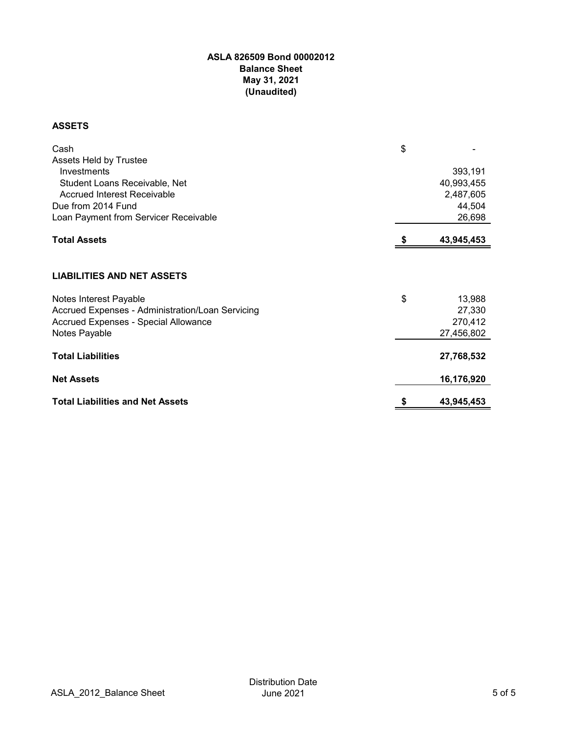**ASLA 826509 Bond 00002012**
**Balance Sheet**
**May 31, 2021**
**(Unaudited)**

## ASSETS

| | | |
|---|---|---|
| Cash | $ | - |
| Assets Held by Trustee | | |
| Investments | | 393,191 |
| Student Loans Receivable, Net | | 40,993,455 |
| Accrued Interest Receivable | | 2,487,605 |
| Due from 2014 Fund | | 44,504 |
| Loan Payment from Servicer Receivable | | 26,698 |
| **Total Assets** | **$** | **43,945,453** |

## LIABILITIES AND NET ASSETS

| | | |
|---|---|---|
| Notes Interest Payable | $ | 13,988 |
| Accrued Expenses - Administration/Loan Servicing | | 27,330 |
| Accrued Expenses - Special Allowance | | 270,412 |
| Notes Payable | | 27,456,802 |
| **Total Liabilities** | | **27,768,532** |
| **Net Assets** | | **16,176,920** |
| **Total Liabilities and Net Assets** | **$** | **43,945,453** |

ASLA_2012_Balance Sheet

Distribution Date
June 2021